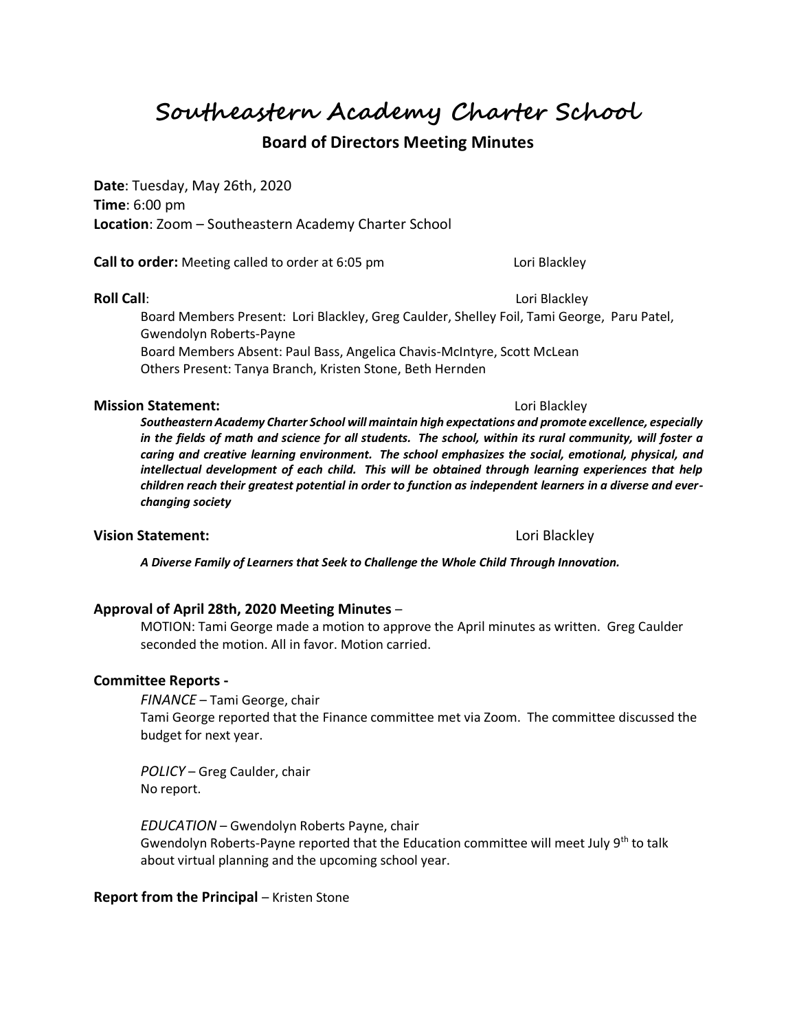# Southeastern Academy Charter School

## Board of Directors Meeting Minutes

**Date**: Tuesday, May 26th, 2020
**Time**: 6:00 pm
**Location**: Zoom – Southeastern Academy Charter School

**Call to order:** Meeting called to order at 6:05 pm — Lori Blackley

**Roll Call**: — Lori Blackley

Board Members Present: Lori Blackley, Greg Caulder, Shelley Foil, Tami George, Paru Patel, Gwendolyn Roberts-Payne
Board Members Absent: Paul Bass, Angelica Chavis-McIntyre, Scott McLean
Others Present: Tanya Branch, Kristen Stone, Beth Hernden

### Mission Statement: — Lori Blackley

***Southeastern Academy Charter School will maintain high expectations and promote excellence, especially in the fields of math and science for all students. The school, within its rural community, will foster a caring and creative learning environment. The school emphasizes the social, emotional, physical, and intellectual development of each child. This will be obtained through learning experiences that help children reach their greatest potential in order to function as independent learners in a diverse and ever-changing society***

### Vision Statement: — Lori Blackley

***A Diverse Family of Learners that Seek to Challenge the Whole Child Through Innovation.***

### Approval of April 28th, 2020 Meeting Minutes –

MOTION: Tami George made a motion to approve the April minutes as written. Greg Caulder seconded the motion. All in favor. Motion carried.

### Committee Reports -

*FINANCE* – Tami George, chair
Tami George reported that the Finance committee met via Zoom. The committee discussed the budget for next year.

*POLICY* – Greg Caulder, chair
No report.

*EDUCATION* – Gwendolyn Roberts Payne, chair
Gwendolyn Roberts-Payne reported that the Education committee will meet July 9th to talk about virtual planning and the upcoming school year.

**Report from the Principal** – Kristen Stone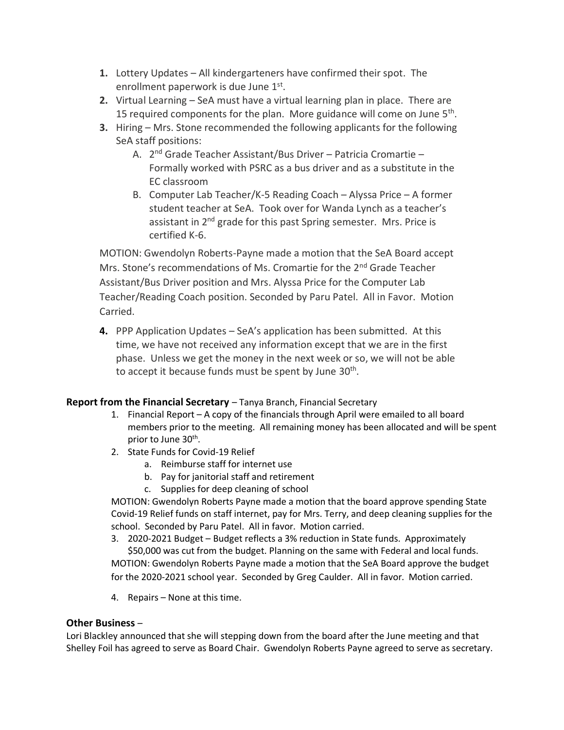1. **1.** Lottery Updates – All kindergarteners have confirmed their spot. The enrollment paperwork is due June 1st.
2. **2.** Virtual Learning – SeA must have a virtual learning plan in place. There are 15 required components for the plan. More guidance will come on June 5th.
3. **3.** Hiring – Mrs. Stone recommended the following applicants for the following SeA staff positions:
   - A. 2nd Grade Teacher Assistant/Bus Driver – Patricia Cromartie – Formally worked with PSRC as a bus driver and as a substitute in the EC classroom
   - B. Computer Lab Teacher/K-5 Reading Coach – Alyssa Price – A former student teacher at SeA. Took over for Wanda Lynch as a teacher's assistant in 2nd grade for this past Spring semester. Mrs. Price is certified K-6.

   MOTION: Gwendolyn Roberts-Payne made a motion that the SeA Board accept Mrs. Stone's recommendations of Ms. Cromartie for the 2nd Grade Teacher Assistant/Bus Driver position and Mrs. Alyssa Price for the Computer Lab Teacher/Reading Coach position. Seconded by Paru Patel. All in Favor. Motion Carried.

4. **4.** PPP Application Updates – SeA's application has been submitted. At this time, we have not received any information except that we are in the first phase. Unless we get the money in the next week or so, we will not be able to accept it because funds must be spent by June 30th.

**Report from the Financial Secretary** – Tanya Branch, Financial Secretary

1. Financial Report – A copy of the financials through April were emailed to all board members prior to the meeting. All remaining money has been allocated and will be spent prior to June 30th.
2. State Funds for Covid-19 Relief
   - a. Reimburse staff for internet use
   - b. Pay for janitorial staff and retirement
   - c. Supplies for deep cleaning of school

   MOTION: Gwendolyn Roberts Payne made a motion that the board approve spending State Covid-19 Relief funds on staff internet, pay for Mrs. Terry, and deep cleaning supplies for the school. Seconded by Paru Patel. All in favor. Motion carried.
3. 2020-2021 Budget – Budget reflects a 3% reduction in State funds. Approximately $50,000 was cut from the budget. Planning on the same with Federal and local funds.

   MOTION: Gwendolyn Roberts Payne made a motion that the SeA Board approve the budget for the 2020-2021 school year. Seconded by Greg Caulder. All in favor. Motion carried.
4. Repairs – None at this time.

**Other Business** –

Lori Blackley announced that she will stepping down from the board after the June meeting and that Shelley Foil has agreed to serve as Board Chair. Gwendolyn Roberts Payne agreed to serve as secretary.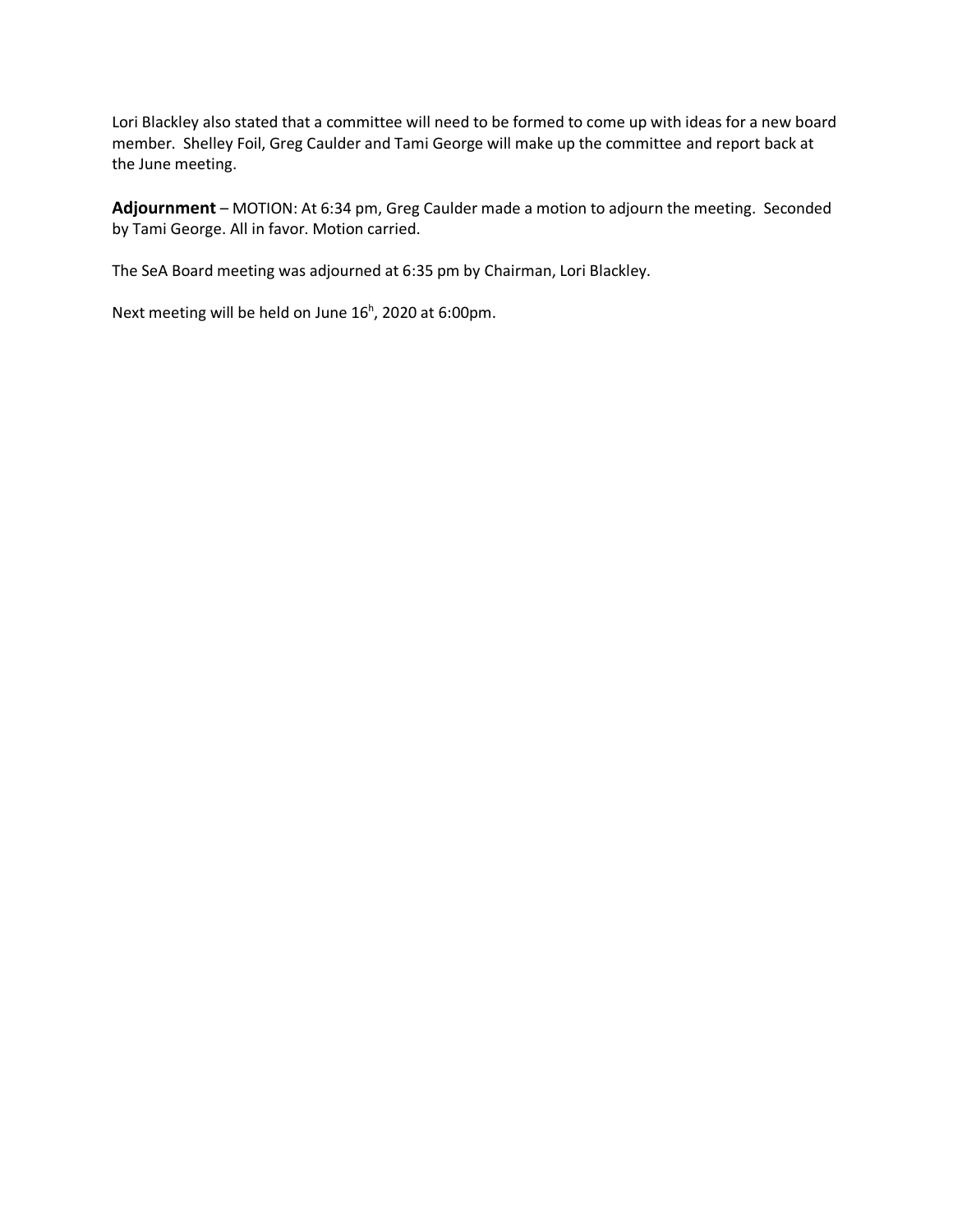Lori Blackley also stated that a committee will need to be formed to come up with ideas for a new board member. Shelley Foil, Greg Caulder and Tami George will make up the committee and report back at the June meeting.

**Adjournment** – MOTION: At 6:34 pm, Greg Caulder made a motion to adjourn the meeting. Seconded by Tami George. All in favor. Motion carried.

The SeA Board meeting was adjourned at 6:35 pm by Chairman, Lori Blackley.

Next meeting will be held on June 16h, 2020 at 6:00pm.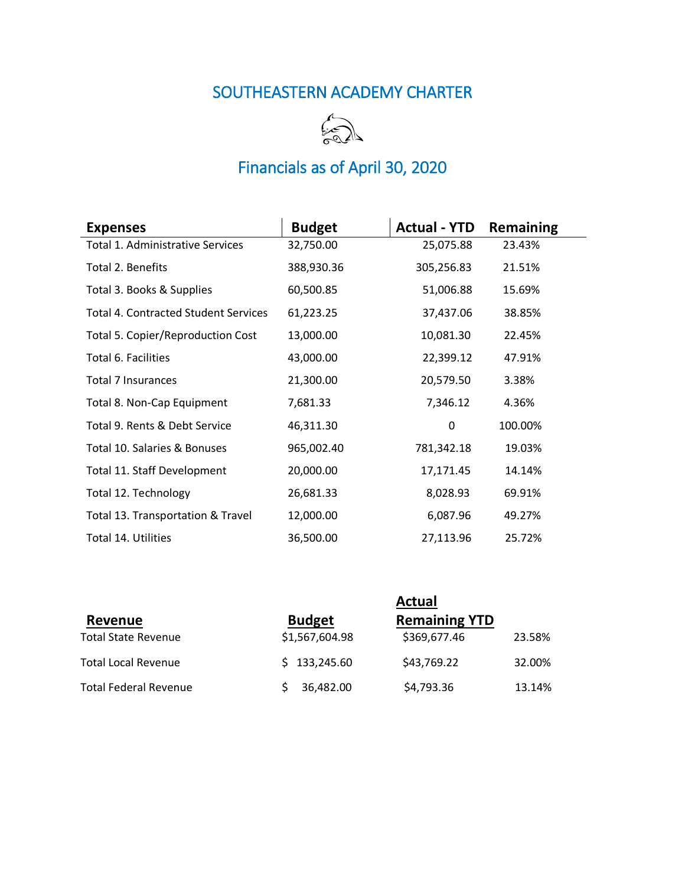# SOUTHEASTERN ACADEMY CHARTER

## Financials as of April 30, 2020

| Expenses | Budget | Actual - YTD | Remaining |
|---|---|---|---|
| Total 1. Administrative Services | 32,750.00 | 25,075.88 | 23.43% |
| Total 2. Benefits | 388,930.36 | 305,256.83 | 21.51% |
| Total 3. Books & Supplies | 60,500.85 | 51,006.88 | 15.69% |
| Total 4. Contracted Student Services | 61,223.25 | 37,437.06 | 38.85% |
| Total 5. Copier/Reproduction Cost | 13,000.00 | 10,081.30 | 22.45% |
| Total 6. Facilities | 43,000.00 | 22,399.12 | 47.91% |
| Total 7 Insurances | 21,300.00 | 20,579.50 | 3.38% |
| Total 8. Non-Cap Equipment | 7,681.33 | 7,346.12 | 4.36% |
| Total 9. Rents & Debt Service | 46,311.30 | 0 | 100.00% |
| Total 10. Salaries & Bonuses | 965,002.40 | 781,342.18 | 19.03% |
| Total 11. Staff Development | 20,000.00 | 17,171.45 | 14.14% |
| Total 12. Technology | 26,681.33 | 8,028.93 | 69.91% |
| Total 13. Transportation & Travel | 12,000.00 | 6,087.96 | 49.27% |
| Total 14. Utilities | 36,500.00 | 27,113.96 | 25.72% |

| Revenue | Budget | Actual Remaining YTD | |
|---|---|---|---|
| Total State Revenue | $1,567,604.98 | $369,677.46 | 23.58% |
| Total Local Revenue | $ 133,245.60 | $43,769.22 | 32.00% |
| Total Federal Revenue | $ 36,482.00 | $4,793.36 | 13.14% |